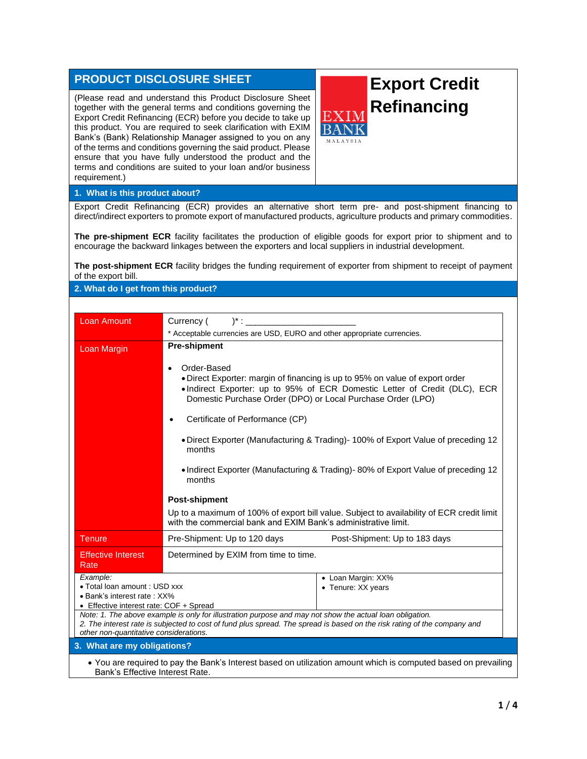# PRODUCT DISCLOSURE SHEET

(Please read and understand this Product Disclosure Sheet together with the general terms and conditions governing the Export Credit Refinancing (ECR) before you decide to take up this product. You are required to seek clarification with EXIM Bank's (Bank) Relationship Manager assigned to you on any of the terms and conditions governing the said product. Please ensure that you have fully understood the product and the terms and conditions are suited to your loan and/or business requirement.)

# Export Credit Refinancing

EXIM BANK MALAYSIA

## 1. What is this product about?

Export Credit Refinancing (ECR) provides an alternative short term pre- and post-shipment financing to direct/indirect exporters to promote export of manufactured products, agriculture products and primary commodities.

**The pre-shipment ECR** facility facilitates the production of eligible goods for export prior to shipment and to encourage the backward linkages between the exporters and local suppliers in industrial development.

**The post-shipment ECR** facility bridges the funding requirement of exporter from shipment to receipt of payment of the export bill.

## 2. What do I get from this product?

| | |
|---|---|
| Loan Amount | Currency ( )* : _______________________<br>* Acceptable currencies are USD, EURO and other appropriate currencies. |
| Loan Margin | **Pre-shipment**<br>• Order-Based<br>  • Direct Exporter: margin of financing is up to 95% on value of export order<br>  • Indirect Exporter: up to 95% of ECR Domestic Letter of Credit (DLC), ECR Domestic Purchase Order (DPO) or Local Purchase Order (LPO)<br>• Certificate of Performance (CP)<br>  • Direct Exporter (Manufacturing & Trading)- 100% of Export Value of preceding 12 months<br>  • Indirect Exporter (Manufacturing & Trading)- 80% of Export Value of preceding 12 months<br>**Post-shipment**<br>Up to a maximum of 100% of export bill value. Subject to availability of ECR credit limit with the commercial bank and EXIM Bank's administrative limit. |
| Tenure | Pre-Shipment: Up to 120 days    Post-Shipment: Up to 183 days |
| Effective Interest Rate | Determined by EXIM from time to time. |

| | |
|---|---|
| *Example:*<br>• Total loan amount : USD xxx<br>• Bank's interest rate : XX%<br>• Effective interest rate: COF + Spread | • Loan Margin: XX%<br>• Tenure: XX years |

*Note: 1. The above example is only for illustration purpose and may not show the actual loan obligation.*
*2. The interest rate is subjected to cost of fund plus spread. The spread is based on the risk rating of the company and other non-quantitative considerations.*

## 3. What are my obligations?

- You are required to pay the Bank's Interest based on utilization amount which is computed based on prevailing Bank's Effective Interest Rate.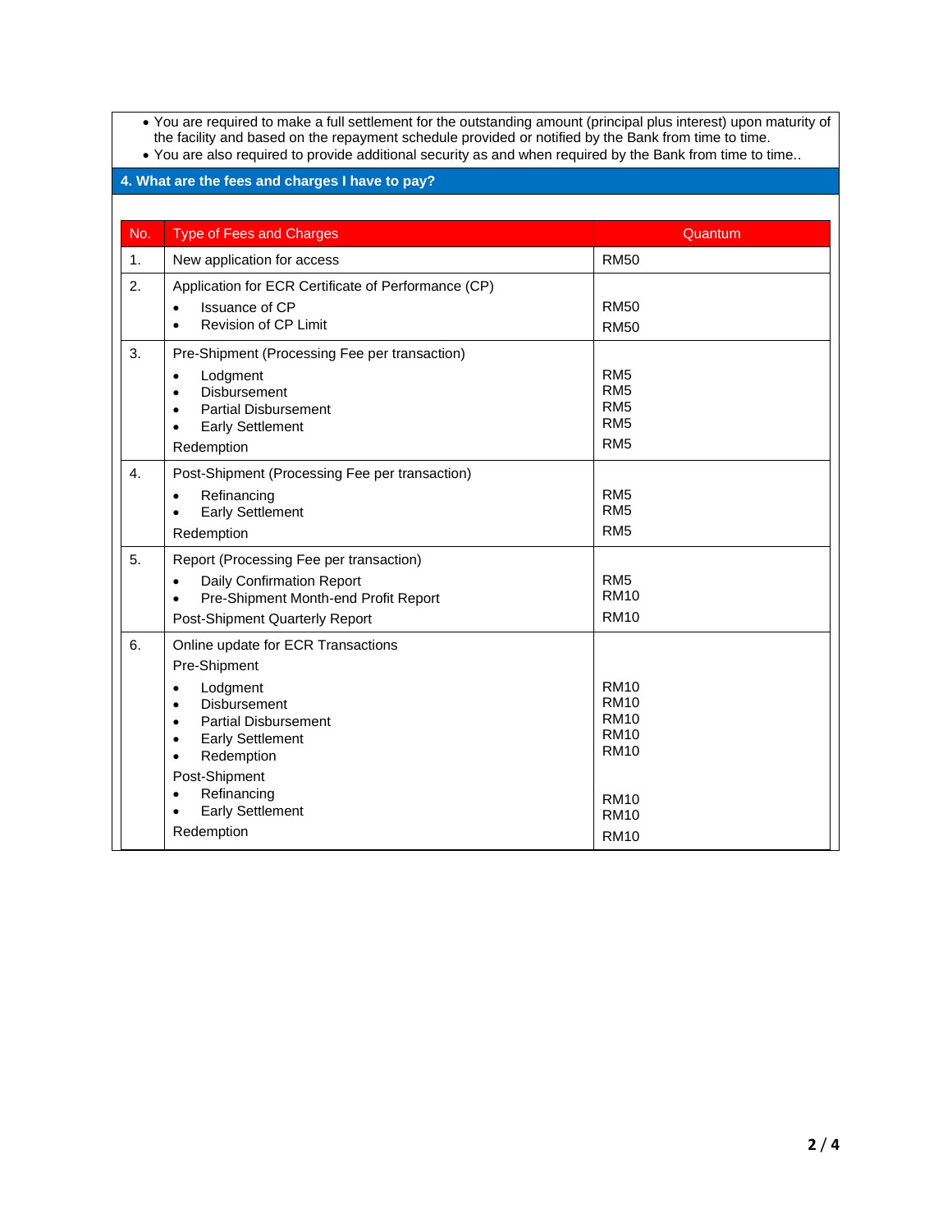- You are required to make a full settlement for the outstanding amount (principal plus interest) upon maturity of the facility and based on the repayment schedule provided or notified by the Bank from time to time.
- You are also required to provide additional security as and when required by the Bank from time to time..

## 4. What are the fees and charges I have to pay?

| No. | Type of Fees and Charges | Quantum |
|---|---|---|
| 1. | New application for access | RM50 |
| 2. | Application for ECR Certificate of Performance (CP)<br>• Issuance of CP<br>• Revision of CP Limit | <br>RM50<br>RM50 |
| 3. | Pre-Shipment (Processing Fee per transaction)<br>• Lodgment<br>• Disbursement<br>• Partial Disbursement<br>• Early Settlement<br>Redemption | <br>RM5<br>RM5<br>RM5<br>RM5<br>RM5 |
| 4. | Post-Shipment (Processing Fee per transaction)<br>• Refinancing<br>• Early Settlement<br>Redemption | <br>RM5<br>RM5<br>RM5 |
| 5. | Report (Processing Fee per transaction)<br>• Daily Confirmation Report<br>• Pre-Shipment Month-end Profit Report<br>Post-Shipment Quarterly Report | <br>RM5<br>RM10<br>RM10 |
| 6. | Online update for ECR Transactions<br>Pre-Shipment<br>• Lodgment<br>• Disbursement<br>• Partial Disbursement<br>• Early Settlement<br>• Redemption<br>Post-Shipment<br>• Refinancing<br>• Early Settlement<br>Redemption | <br><br>RM10<br>RM10<br>RM10<br>RM10<br>RM10<br><br>RM10<br>RM10<br>RM10 |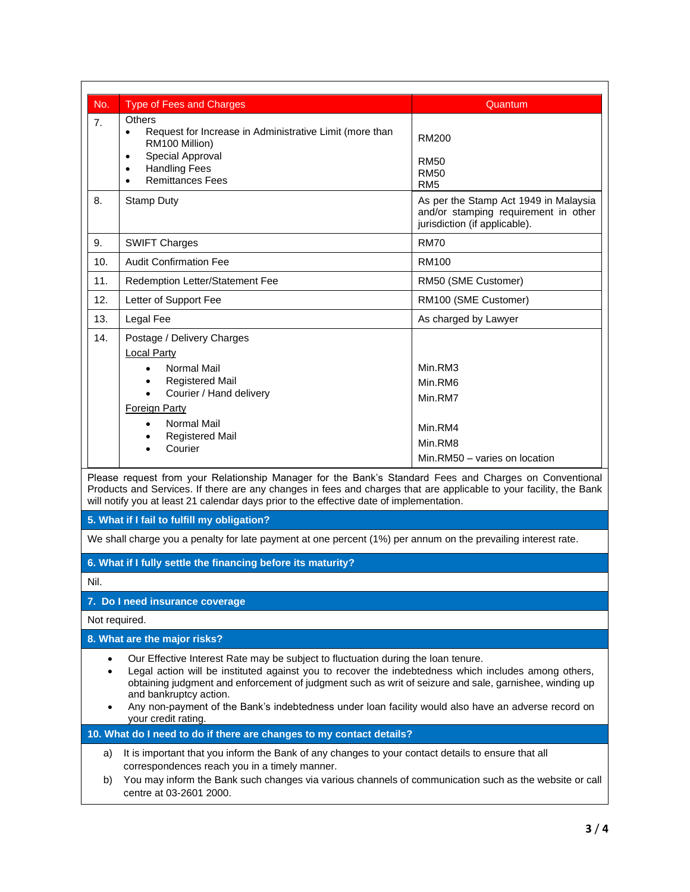| No. | Type of Fees and Charges | Quantum |
|---|---|---|
| 7. | Others<br>• Request for Increase in Administrative Limit (more than RM100 Million)<br>• Special Approval<br>• Handling Fees<br>• Remittances Fees | <br>RM200<br><br>RM50<br>RM50<br>RM5 |
| 8. | Stamp Duty | As per the Stamp Act 1949 in Malaysia and/or stamping requirement in other jurisdiction (if applicable). |
| 9. | SWIFT Charges | RM70 |
| 10. | Audit Confirmation Fee | RM100 |
| 11. | Redemption Letter/Statement Fee | RM50 (SME Customer) |
| 12. | Letter of Support Fee | RM100 (SME Customer) |
| 13. | Legal Fee | As charged by Lawyer |
| 14. | Postage / Delivery Charges<br>Local Party<br>• Normal Mail<br>• Registered Mail<br>• Courier / Hand delivery<br>Foreign Party<br>• Normal Mail<br>• Registered Mail<br>• Courier | <br><br>Min.RM3<br>Min.RM6<br>Min.RM7<br><br>Min.RM4<br>Min.RM8<br>Min.RM50 – varies on location |

Please request from your Relationship Manager for the Bank's Standard Fees and Charges on Conventional Products and Services. If there are any changes in fees and charges that are applicable to your facility, the Bank will notify you at least 21 calendar days prior to the effective date of implementation.

## 5. What if I fail to fulfill my obligation?

We shall charge you a penalty for late payment at one percent (1%) per annum on the prevailing interest rate.

## 6. What if I fully settle the financing before its maturity?

Nil.

## 7. Do I need insurance coverage

Not required.

## 8. What are the major risks?

- Our Effective Interest Rate may be subject to fluctuation during the loan tenure.
- Legal action will be instituted against you to recover the indebtedness which includes among others, obtaining judgment and enforcement of judgment such as writ of seizure and sale, garnishee, winding up and bankruptcy action.
- Any non-payment of the Bank's indebtedness under loan facility would also have an adverse record on your credit rating.

## 10. What do I need to do if there are changes to my contact details?

a) It is important that you inform the Bank of any changes to your contact details to ensure that all correspondences reach you in a timely manner.

b) You may inform the Bank such changes via various channels of communication such as the website or call centre at 03-2601 2000.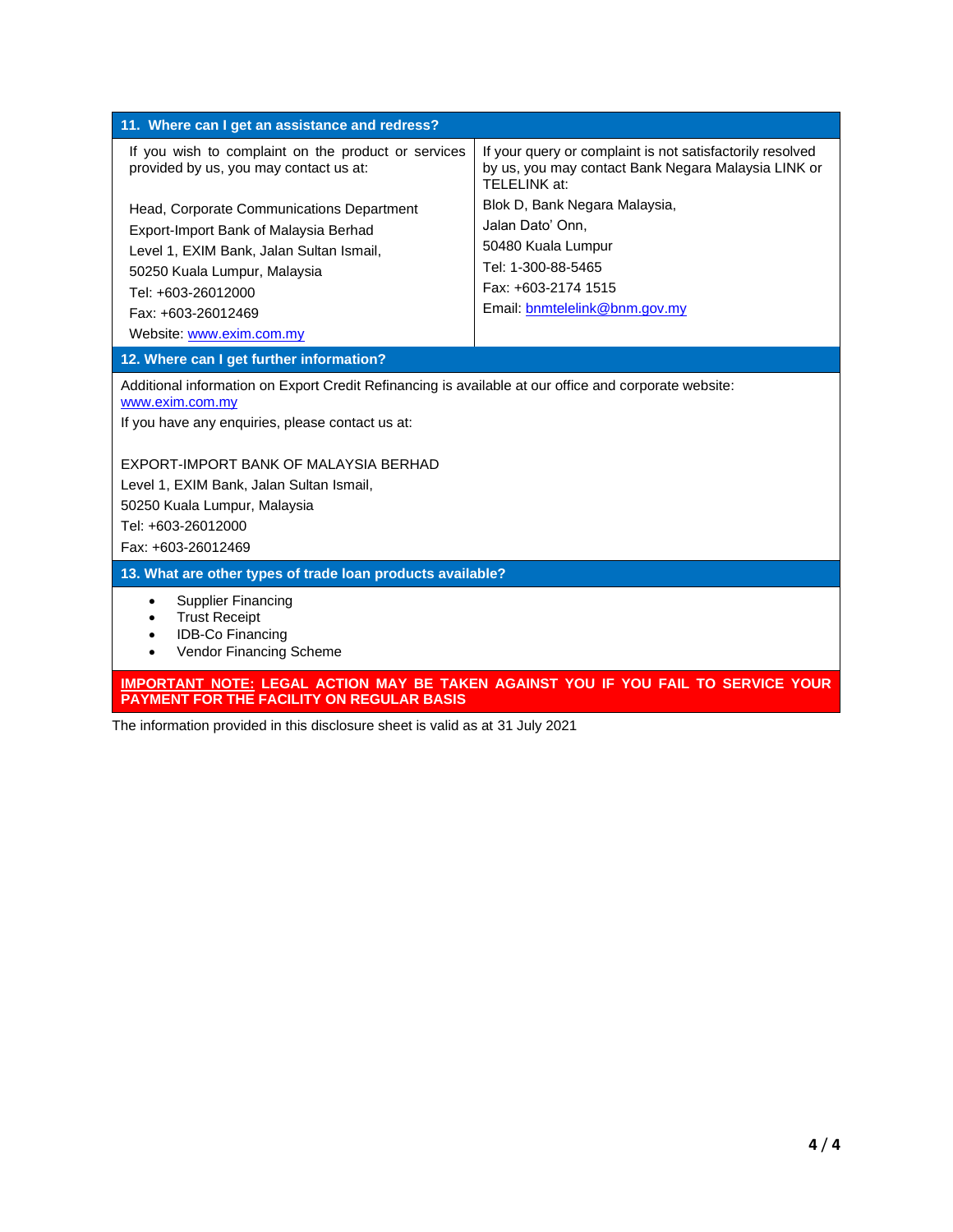## 11. Where can I get an assistance and redress?

| | |
|---|---|
| If you wish to complaint on the product or services provided by us, you may contact us at:<br><br>Head, Corporate Communications Department<br>Export-Import Bank of Malaysia Berhad<br>Level 1, EXIM Bank, Jalan Sultan Ismail,<br>50250 Kuala Lumpur, Malaysia<br>Tel: +603-26012000<br>Fax: +603-26012469<br>Website: www.exim.com.my | If your query or complaint is not satisfactorily resolved by us, you may contact Bank Negara Malaysia LINK or TELELINK at:<br>Blok D, Bank Negara Malaysia,<br>Jalan Dato' Onn,<br>50480 Kuala Lumpur<br>Tel: 1-300-88-5465<br>Fax: +603-2174 1515<br>Email: bnmtelelink@bnm.gov.my |

## 12. Where can I get further information?

Additional information on Export Credit Refinancing is available at our office and corporate website: www.exim.com.my

If you have any enquiries, please contact us at:

EXPORT-IMPORT BANK OF MALAYSIA BERHAD
Level 1, EXIM Bank, Jalan Sultan Ismail,
50250 Kuala Lumpur, Malaysia
Tel: +603-26012000
Fax: +603-26012469

## 13. What are other types of trade loan products available?

- Supplier Financing
- Trust Receipt
- IDB-Co Financing
- Vendor Financing Scheme

**IMPORTANT NOTE: LEGAL ACTION MAY BE TAKEN AGAINST YOU IF YOU FAIL TO SERVICE YOUR PAYMENT FOR THE FACILITY ON REGULAR BASIS**

The information provided in this disclosure sheet is valid as at 31 July 2021